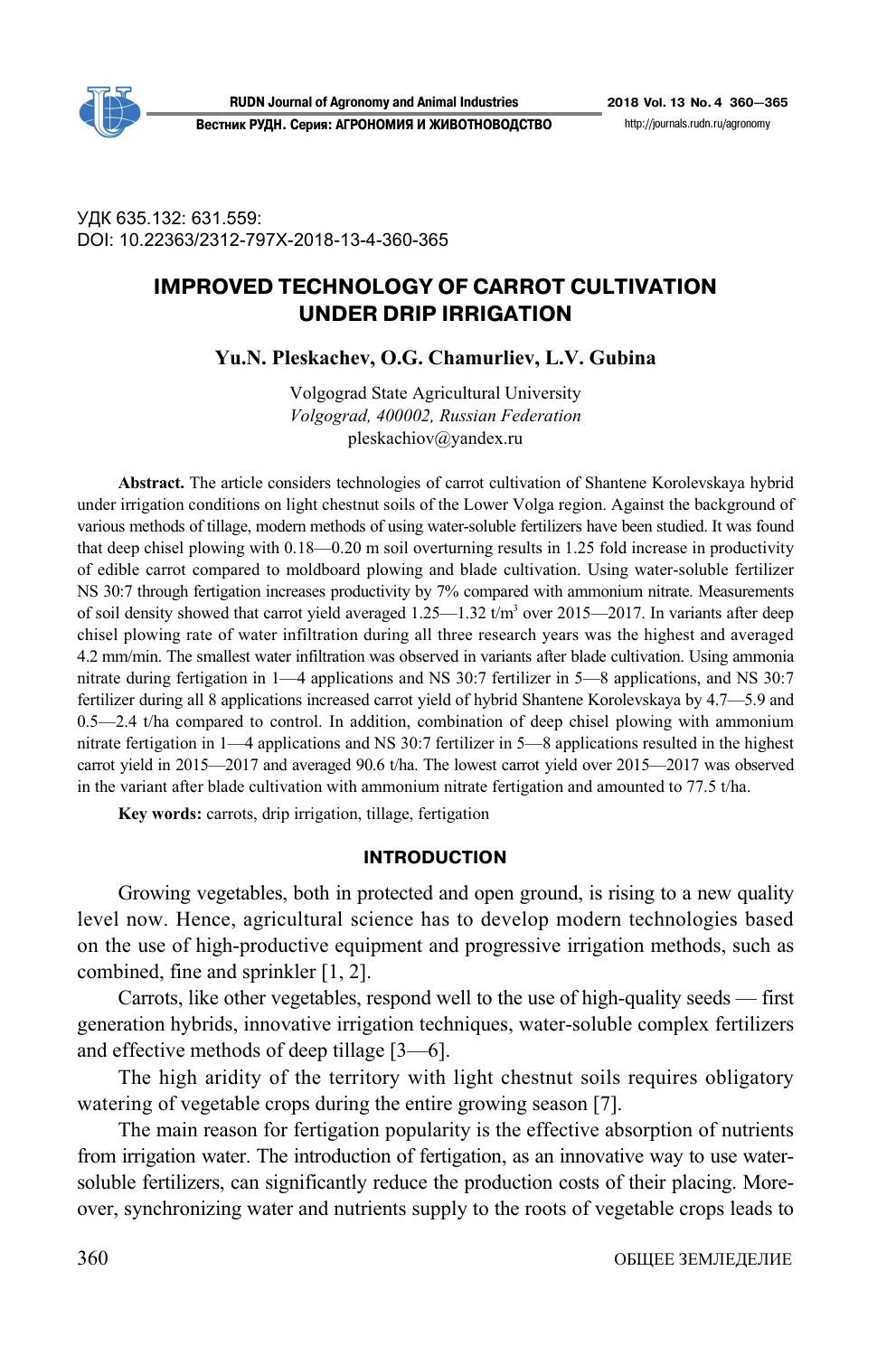УДК 635.132: 631.559:
DOI: 10.22363/2312-797X-2018-13-4-360-365

# IMPROVED TECHNOLOGY OF CARROT CULTIVATION UNDER DRIP IRRIGATION

**Yu.N. Pleskachev, O.G. Chamurliev, L.V. Gubina**

Volgograd State Agricultural University
*Volgograd, 400002, Russian Federation*
pleskachiov@yandex.ru

**Abstract.** The article considers technologies of carrot cultivation of Shantene Korolevskaya hybrid under irrigation conditions on light chestnut soils of the Lower Volga region. Against the background of various methods of tillage, modern methods of using water-soluble fertilizers have been studied. It was found that deep chisel plowing with 0.18—0.20 m soil overturning results in 1.25 fold increase in productivity of edible carrot compared to moldboard plowing and blade cultivation. Using water-soluble fertilizer NS 30:7 through fertigation increases productivity by 7% compared with ammonium nitrate. Measurements of soil density showed that carrot yield averaged 1.25—1.32 t/m$^3$ over 2015—2017. In variants after deep chisel plowing rate of water infiltration during all three research years was the highest and averaged 4.2 mm/min. The smallest water infiltration was observed in variants after blade cultivation. Using ammonia nitrate during fertigation in 1—4 applications and NS 30:7 fertilizer in 5—8 applications, and NS 30:7 fertilizer during all 8 applications increased carrot yield of hybrid Shantene Korolevskaya by 4.7—5.9 and 0.5—2.4 t/ha compared to control. In addition, combination of deep chisel plowing with ammonium nitrate fertigation in 1—4 applications and NS 30:7 fertilizer in 5—8 applications resulted in the highest carrot yield in 2015—2017 and averaged 90.6 t/ha. The lowest carrot yield over 2015—2017 was observed in the variant after blade cultivation with ammonium nitrate fertigation and amounted to 77.5 t/ha.

**Key words:** carrots, drip irrigation, tillage, fertigation

## INTRODUCTION

Growing vegetables, both in protected and open ground, is rising to a new quality level now. Hence, agricultural science has to develop modern technologies based on the use of high-productive equipment and progressive irrigation methods, such as combined, fine and sprinkler [1, 2].

Carrots, like other vegetables, respond well to the use of high-quality seeds — first generation hybrids, innovative irrigation techniques, water-soluble complex fertilizers and effective methods of deep tillage [3—6].

The high aridity of the territory with light chestnut soils requires obligatory watering of vegetable crops during the entire growing season [7].

The main reason for fertigation popularity is the effective absorption of nutrients from irrigation water. The introduction of fertigation, as an innovative way to use water-soluble fertilizers, can significantly reduce the production costs of their placing. Moreover, synchronizing water and nutrients supply to the roots of vegetable crops leads to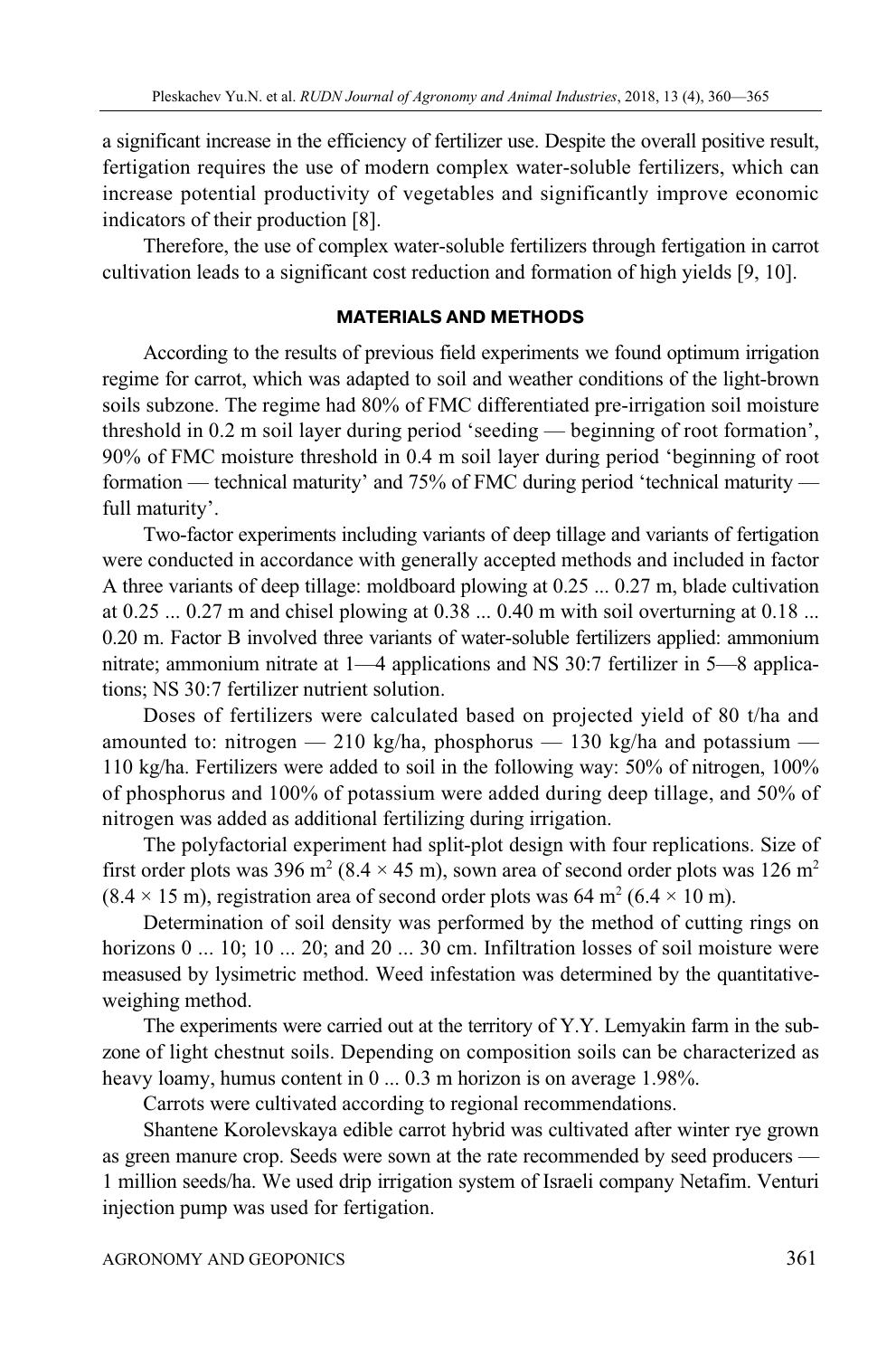a significant increase in the efficiency of fertilizer use. Despite the overall positive result, fertigation requires the use of modern complex water-soluble fertilizers, which can increase potential productivity of vegetables and significantly improve economic indicators of their production [8].

Therefore, the use of complex water-soluble fertilizers through fertigation in carrot cultivation leads to a significant cost reduction and formation of high yields [9, 10].

## MATERIALS AND METHODS

According to the results of previous field experiments we found optimum irrigation regime for carrot, which was adapted to soil and weather conditions of the light-brown soils subzone. The regime had 80% of FMC differentiated pre-irrigation soil moisture threshold in 0.2 m soil layer during period 'seeding — beginning of root formation', 90% of FMC moisture threshold in 0.4 m soil layer during period 'beginning of root formation — technical maturity' and 75% of FMC during period 'technical maturity — full maturity'.

Two-factor experiments including variants of deep tillage and variants of fertigation were conducted in accordance with generally accepted methods and included in factor A three variants of deep tillage: moldboard plowing at 0.25 ... 0.27 m, blade cultivation at 0.25 ... 0.27 m and chisel plowing at 0.38 ... 0.40 m with soil overturning at 0.18 ... 0.20 m. Factor B involved three variants of water-soluble fertilizers applied: ammonium nitrate; ammonium nitrate at 1—4 applications and NS 30:7 fertilizer in 5—8 applications; NS 30:7 fertilizer nutrient solution.

Doses of fertilizers were calculated based on projected yield of 80 t/ha and amounted to: nitrogen — 210 kg/ha, phosphorus — 130 kg/ha and potassium — 110 kg/ha. Fertilizers were added to soil in the following way: 50% of nitrogen, 100% of phosphorus and 100% of potassium were added during deep tillage, and 50% of nitrogen was added as additional fertilizing during irrigation.

The polyfactorial experiment had split-plot design with four replications. Size of first order plots was 396 $m^2$ ($8.4 \times 45$ m), sown area of second order plots was 126 $m^2$ ($8.4 \times 15$ m), registration area of second order plots was 64 $m^2$ ($6.4 \times 10$ m).

Determination of soil density was performed by the method of cutting rings on horizons 0 ... 10; 10 ... 20; and 20 ... 30 cm. Infiltration losses of soil moisture were measused by lysimetric method. Weed infestation was determined by the quantitative-weighing method.

The experiments were carried out at the territory of Y.Y. Lemyakin farm in the subzone of light chestnut soils. Depending on composition soils can be characterized as heavy loamy, humus content in 0 ... 0.3 m horizon is on average 1.98%.

Carrots were cultivated according to regional recommendations.

Shantene Korolevskaya edible carrot hybrid was cultivated after winter rye grown as green manure crop. Seeds were sown at the rate recommended by seed producers — 1 million seeds/ha. We used drip irrigation system of Israeli company Netafim. Venturi injection pump was used for fertigation.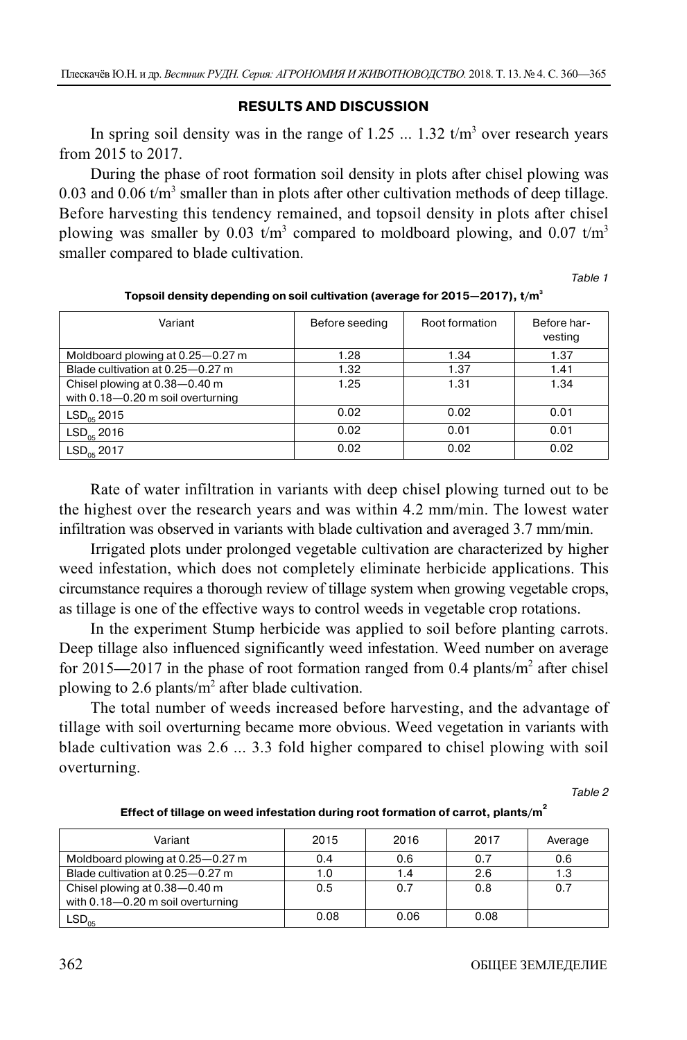## RESULTS AND DISCUSSION

In spring soil density was in the range of 1.25 ... 1.32 t/m$^3$ over research years from 2015 to 2017.

During the phase of root formation soil density in plots after chisel plowing was 0.03 and 0.06 t/m$^3$ smaller than in plots after other cultivation methods of deep tillage. Before harvesting this tendency remained, and topsoil density in plots after chisel plowing was smaller by 0.03 t/m$^3$ compared to moldboard plowing, and 0.07 t/m$^3$ smaller compared to blade cultivation.

*Table 1*

**Topsoil density depending on soil cultivation (average for 2015—2017), t/m$^3$**

| Variant | Before seeding | Root formation | Before harvesting |
|---|---|---|---|
| Moldboard plowing at 0.25—0.27 m | 1.28 | 1.34 | 1.37 |
| Blade cultivation at 0.25—0.27 m | 1.32 | 1.37 | 1.41 |
| Chisel plowing at 0.38—0.40 m with 0.18—0.20 m soil overturning | 1.25 | 1.31 | 1.34 |
| $LSD_{05}$ 2015 | 0.02 | 0.02 | 0.01 |
| $LSD_{05}$ 2016 | 0.02 | 0.01 | 0.01 |
| $LSD_{05}$ 2017 | 0.02 | 0.02 | 0.02 |

Rate of water infiltration in variants with deep chisel plowing turned out to be the highest over the research years and was within 4.2 mm/min. The lowest water infiltration was observed in variants with blade cultivation and averaged 3.7 mm/min.

Irrigated plots under prolonged vegetable cultivation are characterized by higher weed infestation, which does not completely eliminate herbicide applications. This circumstance requires a thorough review of tillage system when growing vegetable crops, as tillage is one of the effective ways to control weeds in vegetable crop rotations.

In the experiment Stump herbicide was applied to soil before planting carrots. Deep tillage also influenced significantly weed infestation. Weed number on average for 2015—2017 in the phase of root formation ranged from 0.4 plants/m$^2$ after chisel plowing to 2.6 plants/m$^2$ after blade cultivation.

The total number of weeds increased before harvesting, and the advantage of tillage with soil overturning became more obvious. Weed vegetation in variants with blade cultivation was 2.6 ... 3.3 fold higher compared to chisel plowing with soil overturning.

*Table 2*

**Effect of tillage on weed infestation during root formation of carrot, plants/m$^2$**

| Variant | 2015 | 2016 | 2017 | Average |
|---|---|---|---|---|
| Moldboard plowing at 0.25—0.27 m | 0.4 | 0.6 | 0.7 | 0.6 |
| Blade cultivation at 0.25—0.27 m | 1.0 | 1.4 | 2.6 | 1.3 |
| Chisel plowing at 0.38—0.40 m with 0.18—0.20 m soil overturning | 0.5 | 0.7 | 0.8 | 0.7 |
| $LSD_{05}$ | 0.08 | 0.06 | 0.08 | |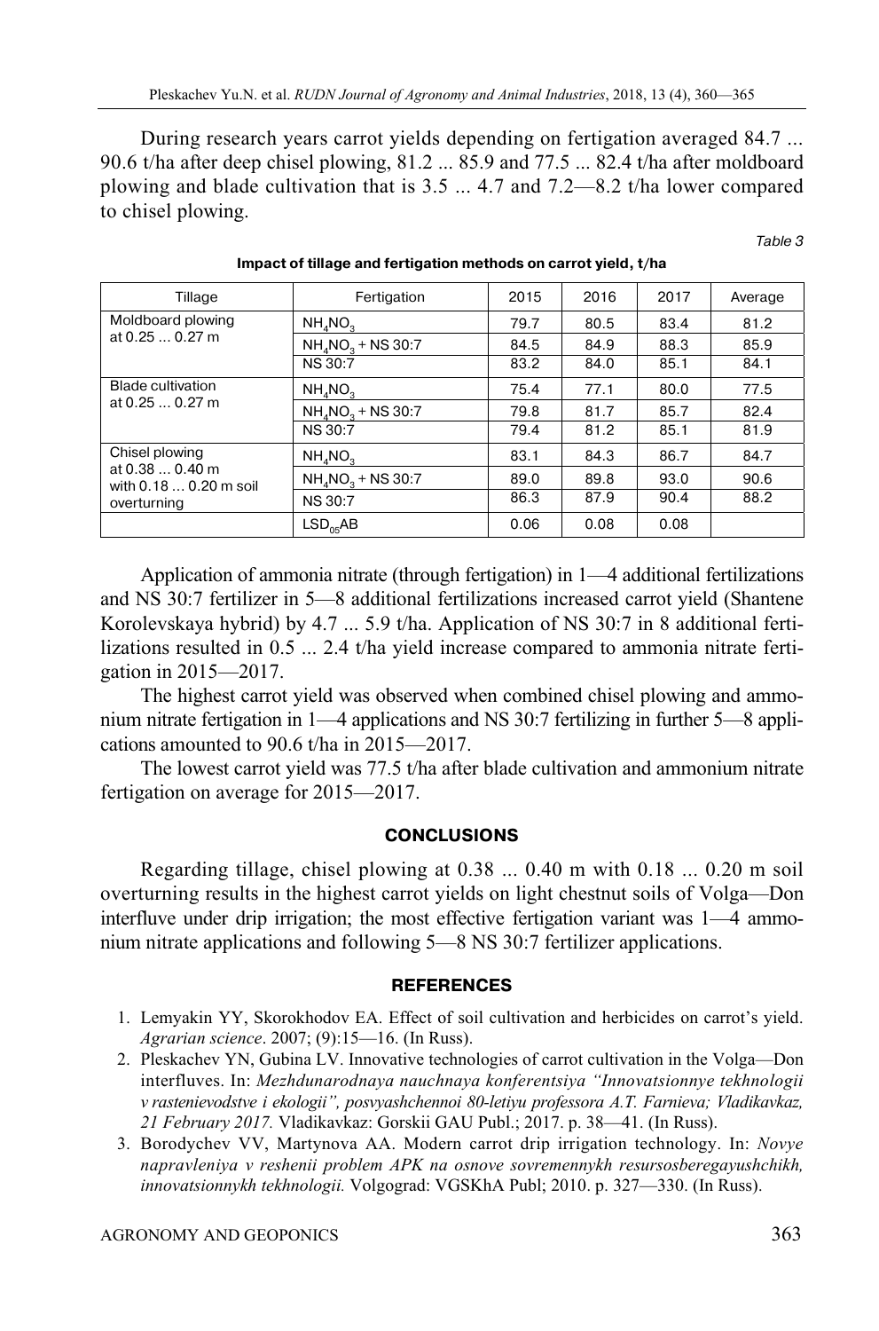During research years carrot yields depending on fertigation averaged 84.7 ... 90.6 t/ha after deep chisel plowing, 81.2 ... 85.9 and 77.5 ... 82.4 t/ha after moldboard plowing and blade cultivation that is 3.5 ... 4.7 and 7.2—8.2 t/ha lower compared to chisel plowing.

*Table 3*

**Impact of tillage and fertigation methods on carrot yield, t/ha**

| Tillage | Fertigation | 2015 | 2016 | 2017 | Average |
|---|---|---|---|---|---|
| Moldboard plowing at 0.25 ... 0.27 m | $NH_4NO_3$ | 79.7 | 80.5 | 83.4 | 81.2 |
| | $NH_4NO_3$ + NS 30:7 | 84.5 | 84.9 | 88.3 | 85.9 |
| | NS 30:7 | 83.2 | 84.0 | 85.1 | 84.1 |
| Blade cultivation at 0.25 ... 0.27 m | $NH_4NO_3$ | 75.4 | 77.1 | 80.0 | 77.5 |
| | $NH_4NO_3$ + NS 30:7 | 79.8 | 81.7 | 85.7 | 82.4 |
| | NS 30:7 | 79.4 | 81.2 | 85.1 | 81.9 |
| Chisel plowing at 0.38 ... 0.40 m with 0.18 ... 0.20 m soil overturning | $NH_4NO_3$ | 83.1 | 84.3 | 86.7 | 84.7 |
| | $NH_4NO_3$ + NS 30:7 | 89.0 | 89.8 | 93.0 | 90.6 |
| | NS 30:7 | 86.3 | 87.9 | 90.4 | 88.2 |
| | $LSD_{05}AB$ | 0.06 | 0.08 | 0.08 | |

Application of ammonia nitrate (through fertigation) in 1—4 additional fertilizations and NS 30:7 fertilizer in 5—8 additional fertilizations increased carrot yield (Shantene Korolevskaya hybrid) by 4.7 ... 5.9 t/ha. Application of NS 30:7 in 8 additional fertilizations resulted in 0.5 ... 2.4 t/ha yield increase compared to ammonia nitrate fertigation in 2015—2017.

The highest carrot yield was observed when combined chisel plowing and ammonium nitrate fertigation in 1—4 applications and NS 30:7 fertilizing in further 5—8 applications amounted to 90.6 t/ha in 2015—2017.

The lowest carrot yield was 77.5 t/ha after blade cultivation and ammonium nitrate fertigation on average for 2015—2017.

## CONCLUSIONS

Regarding tillage, chisel plowing at 0.38 ... 0.40 m with 0.18 ... 0.20 m soil overturning results in the highest carrot yields on light chestnut soils of Volga—Don interfluve under drip irrigation; the most effective fertigation variant was 1—4 ammonium nitrate applications and following 5—8 NS 30:7 fertilizer applications.

## REFERENCES

1. Lemyakin YY, Skorokhodov EA. Effect of soil cultivation and herbicides on carrot's yield. *Agrarian science*. 2007; (9):15—16. (In Russ).
2. Pleskachev YN, Gubina LV. Innovative technologies of carrot cultivation in the Volga—Don interfluves. In: *Mezhdunarodnaya nauchnaya konferentsiya "Innovatsionnye tekhnologii v rastenievodstve i ekologii", posvyashchennoi 80-letiyu professora A.T. Farnieva; Vladikavkaz, 21 February 2017.* Vladikavkaz: Gorskii GAU Publ.; 2017. p. 38—41. (In Russ).
3. Borodychev VV, Martynova AA. Modern carrot drip irrigation technology. In: *Novye napravleniya v reshenii problem APK na osnove sovremennykh resursosberegayushchikh, innovatsionnykh tekhnologii.* Volgograd: VGSKhA Publ; 2010. p. 327—330. (In Russ).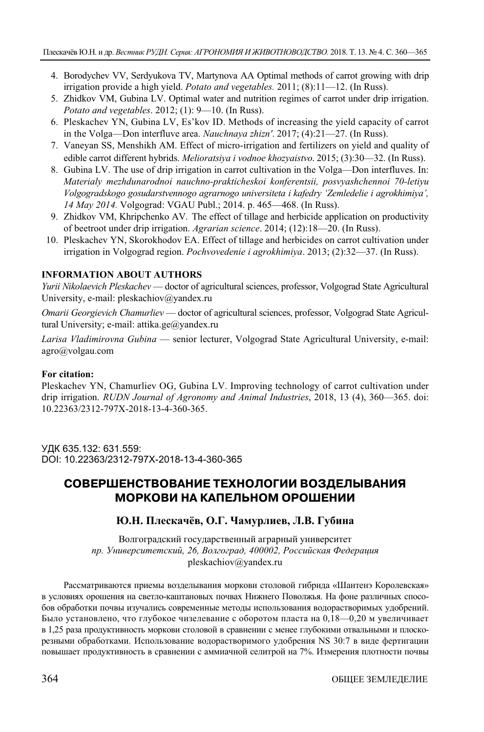4. Borodychev VV, Serdyukova TV, Martynova AA Optimal methods of carrot growing with drip irrigation provide a high yield. *Potato and vegetables.* 2011; (8):11—12. (In Russ).
5. Zhidkov VM, Gubina LV. Optimal water and nutrition regimes of carrot under drip irrigation. *Potato and vegetables*. 2012; (1): 9—10. (In Russ).
6. Pleskachev YN, Gubina LV, Es'kov ID. Methods of increasing the yield capacity of carrot in the Volga—Don interfluve area. *Nauchnaya zhizn'*. 2017; (4):21—27. (In Russ).
7. Vaneyan SS, Menshikh AM. Effect of micro-irrigation and fertilizers on yield and quality of edible carrot different hybrids. *Melioratsiya i vodnoe khozyaistvo*. 2015; (3):30—32. (In Russ).
8. Gubina LV. The use of drip irrigation in carrot cultivation in the Volga—Don interfluves. In: *Materialy mezhdunarodnoi nauchno-prakticheskoi konferentsii, posvyashchennoi 70-letiyu Volgogradskogo gosudarstvennogo agrarnogo universiteta i kafedry 'Zemledelie i agrokhimiya', 14 May 2014.* Volgograd: VGAU Publ.; 2014. p. 465—468. (In Russ).
9. Zhidkov VM, Khripchenko AV. The effect of tillage and herbicide application on productivity of beetroot under drip irrigation. *Agrarian science*. 2014; (12):18—20. (In Russ).
10. Pleskachev YN, Skorokhodov EA. Effect of tillage and herbicides on carrot cultivation under irrigation in Volgograd region. *Pochvovedenie i agrokhimiya*. 2013; (2):32—37. (In Russ).

**INFORMATION ABOUT AUTHORS**

*Yurii Nikolaevich Pleskachev* — doctor of agricultural sciences, professor, Volgograd State Agricultural University, e-mail: pleskachiov@yandex.ru

*Omarii Georgievich Chamurliev* — doctor of agricultural sciences, professor, Volgograd State Agricultural University; e-mail: attika.ge@yandex.ru

*Larisa Vladimirovna Gubina* — senior lecturer, Volgograd State Agricultural University, e-mail: agro@volgau.com

**For citation:**

Pleskachev YN, Chamurliev OG, Gubina LV. Improving technology of carrot cultivation under drip irrigation. *RUDN Journal of Agronomy and Animal Industries*, 2018, 13 (4), 360—365. doi: 10.22363/2312-797X-2018-13-4-360-365.

УДК 635.132: 631.559:
DOI: 10.22363/2312-797X-2018-13-4-360-365

# СОВЕРШЕНСТВОВАНИЕ ТЕХНОЛОГИИ ВОЗДЕЛЫВАНИЯ МОРКОВИ НА КАПЕЛЬНОМ ОРОШЕНИИ

**Ю.Н. Плескачёв, О.Г. Чамурлиев, Л.В. Губина**

Волгоградский государственный аграрный университет
*пр. Университетский, 26, Волгоград, 400002, Российская Федерация*
pleskachiov@yandex.ru

Рассматриваются приемы возделывания моркови столовой гибрида «Шантенэ Королевская» в условиях орошения на светло-каштановых почвах Нижнего Поволжья. На фоне различных способов обработки почвы изучались современные методы использования водорастворимых удобрений. Было установлено, что глубокое чизелевание с оборотом пласта на 0,18—0,20 м увеличивает в 1,25 раза продуктивность моркови столовой в сравнении с менее глубокими отвальными и плоскорезными обработками. Использование водорастворимого удобрения NS 30:7 в виде фертигации повышает продуктивность в сравнении с аммиачной селитрой на 7%. Измерения плотности почвы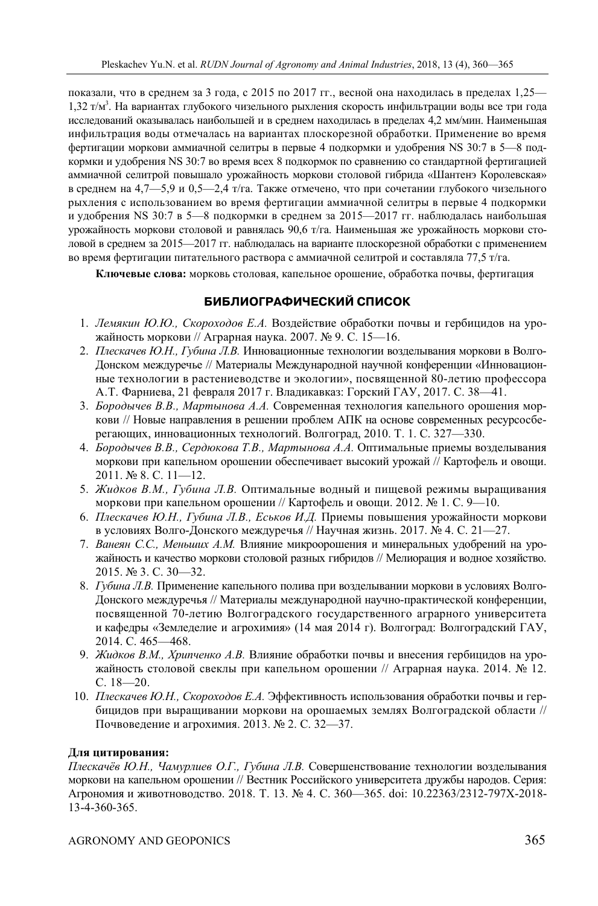показали, что в среднем за 3 года, с 2015 по 2017 гг., весной она находилась в пределах 1,25—1,32 т/м$^3$. На вариантах глубокого чизельного рыхления скорость инфильтрации воды все три года исследований оказывалась наибольшей и в среднем находилась в пределах 4,2 мм/мин. Наименьшая инфильтрация воды отмечалась на вариантах плоскорезной обработки. Применение во время фертигации моркови аммиачной селитры в первые 4 подкормки и удобрения NS 30:7 в 5—8 подкормки и удобрения NS 30:7 во время всех 8 подкормок по сравнению со стандартной фертигацией аммиачной селитрой повышало урожайность моркови столовой гибрида «Шантенэ Королевская» в среднем на 4,7—5,9 и 0,5—2,4 т/га. Также отмечено, что при сочетании глубокого чизельного рыхления с использованием во время фертигации аммиачной селитры в первые 4 подкормки и удобрения NS 30:7 в 5—8 подкормки в среднем за 2015—2017 гг. наблюдалась наибольшая урожайность моркови столовой и равнялась 90,6 т/га. Наименьшая же урожайность моркови столовой в среднем за 2015—2017 гг. наблюдалась на варианте плоскорезной обработки с применением во время фертигации питательного раствора с аммиачной селитрой и составляла 77,5 т/га.

**Ключевые слова:** морковь столовая, капельное орошение, обработка почвы, фертигация

## БИБЛИОГРАФИЧЕСКИЙ СПИСОК

1. *Лемякин Ю.Ю., Скороходов Е.А.* Воздействие обработки почвы и гербицидов на урожайность моркови // Аграрная наука. 2007. № 9. С. 15—16.
2. *Плескачев Ю.Н., Губина Л.В.* Инновационные технологии возделывания моркови в Волго-Донском междуречье // Материалы Международной научной конференции «Инновационные технологии в растениеводстве и экологии», посвященной 80-летию профессора А.Т. Фарниева, 21 февраля 2017 г. Владикавказ: Горский ГАУ, 2017. С. 38—41.
3. *Databases Randomized* —

показали, что в среднем за 3 года, с 2015 по 2017 гг., весной она находилась в пределах 1,25—1,32 т/м$^3$. На вариантах глубокого чизельного рыхления скорость инфильтрации воды все три года исследований оказывалась наибольшей и в среднем находилась в пределах 4,2 мм/мин. Наименьшая инфильтрация воды отмечалась на вариантах плоскорезной обработки. Применение во время фертигации моркови аммиачной селитры в первые 4 подкормки и удобрения NS 30:7 в 5—8 подкормки и удобрения NS 30:7 во время всех 8 подкормок по сравнению со стандартной фертигацией аммиачной селитрой повышало урожайность моркови столовой гибрида «Шантенэ Королевская» в среднем на 4,7—5,9 и 0,5—2,4 т/га. Также отмечено, что при сочетании глубокого чизельного рыхления с использованием во время фертигации аммиачной селитры в первые 4 подкормки и удобрения NS 30:7 в 5—8 подкормки в среднем за 2015—2017 гг. наблюдалась наибольшая урожайность моркови столовой и равнялась 90,6 т/га. Наименьшая же урожайность моркови столовой в среднем за 2015—2017 гг. наблюдалась на варианте плоскорезной обработки с применением во время фертигации питательного раствора с аммиачной селитрой и составляла 77,5 т/га.

**Ключевые слова:** морковь столовая, капельное орошение, обработка почвы, фертигация

## БИБЛИОГРАФИЧЕСКИЙ СПИСОК

1. *Лемякин Ю.Ю., Скороходов Е.А.* Воздействие обработки почвы и гербицидов на урожайность моркови // Аграрная наука. 2007. № 9. С. 15—16.
2. *Плескачев Ю.Н., Губина Л.В.* Инновационные технологии возделывания моркови в Волго-Донском междуречье // Материалы Международной научной конференции «Инновационные технологии в растениеводстве и экологии», посвященной 80-летию профессора А.Т. Фарниева, 21 февраля 2017 г. Владикавказ: Горский ГАУ, 2017. С. 38—41.
3. *Databases Randomized*